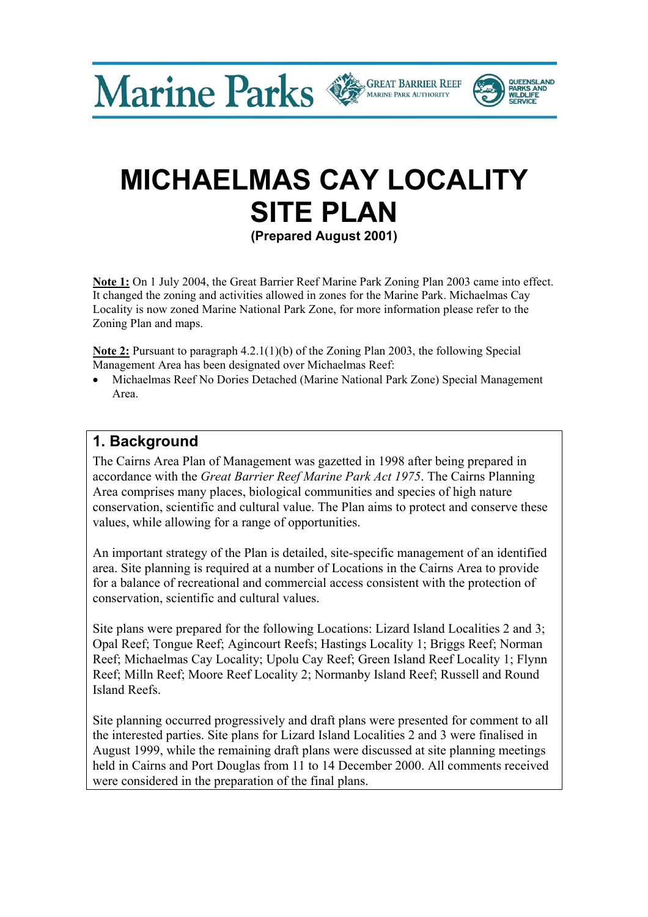Marine Parks

GREAT BARRIER REEF MARINE PARK AUTHORITY

QUEENSLAND PARKS AND WILDLIFE SERVICE

# MICHAELMAS CAY LOCALITY SITE PLAN

**(Prepared August 2001)**

**Note 1:** On 1 July 2004, the Great Barrier Reef Marine Park Zoning Plan 2003 came into effect. It changed the zoning and activities allowed in zones for the Marine Park. Michaelmas Cay Locality is now zoned Marine National Park Zone, for more information please refer to the Zoning Plan and maps.

**Note 2:** Pursuant to paragraph 4.2.1(1)(b) of the Zoning Plan 2003, the following Special Management Area has been designated over Michaelmas Reef:

- Michaelmas Reef No Dories Detached (Marine National Park Zone) Special Management Area.

## 1. Background

The Cairns Area Plan of Management was gazetted in 1998 after being prepared in accordance with the *Great Barrier Reef Marine Park Act 1975*. The Cairns Planning Area comprises many places, biological communities and species of high nature conservation, scientific and cultural value. The Plan aims to protect and conserve these values, while allowing for a range of opportunities.

An important strategy of the Plan is detailed, site-specific management of an identified area. Site planning is required at a number of Locations in the Cairns Area to provide for a balance of recreational and commercial access consistent with the protection of conservation, scientific and cultural values.

Site plans were prepared for the following Locations: Lizard Island Localities 2 and 3; Opal Reef; Tongue Reef; Agincourt Reefs; Hastings Locality 1; Briggs Reef; Norman Reef; Michaelmas Cay Locality; Upolu Cay Reef; Green Island Reef Locality 1; Flynn Reef; Milln Reef; Moore Reef Locality 2; Normanby Island Reef; Russell and Round Island Reefs.

Site planning occurred progressively and draft plans were presented for comment to all the interested parties. Site plans for Lizard Island Localities 2 and 3 were finalised in August 1999, while the remaining draft plans were discussed at site planning meetings held in Cairns and Port Douglas from 11 to 14 December 2000. All comments received were considered in the preparation of the final plans.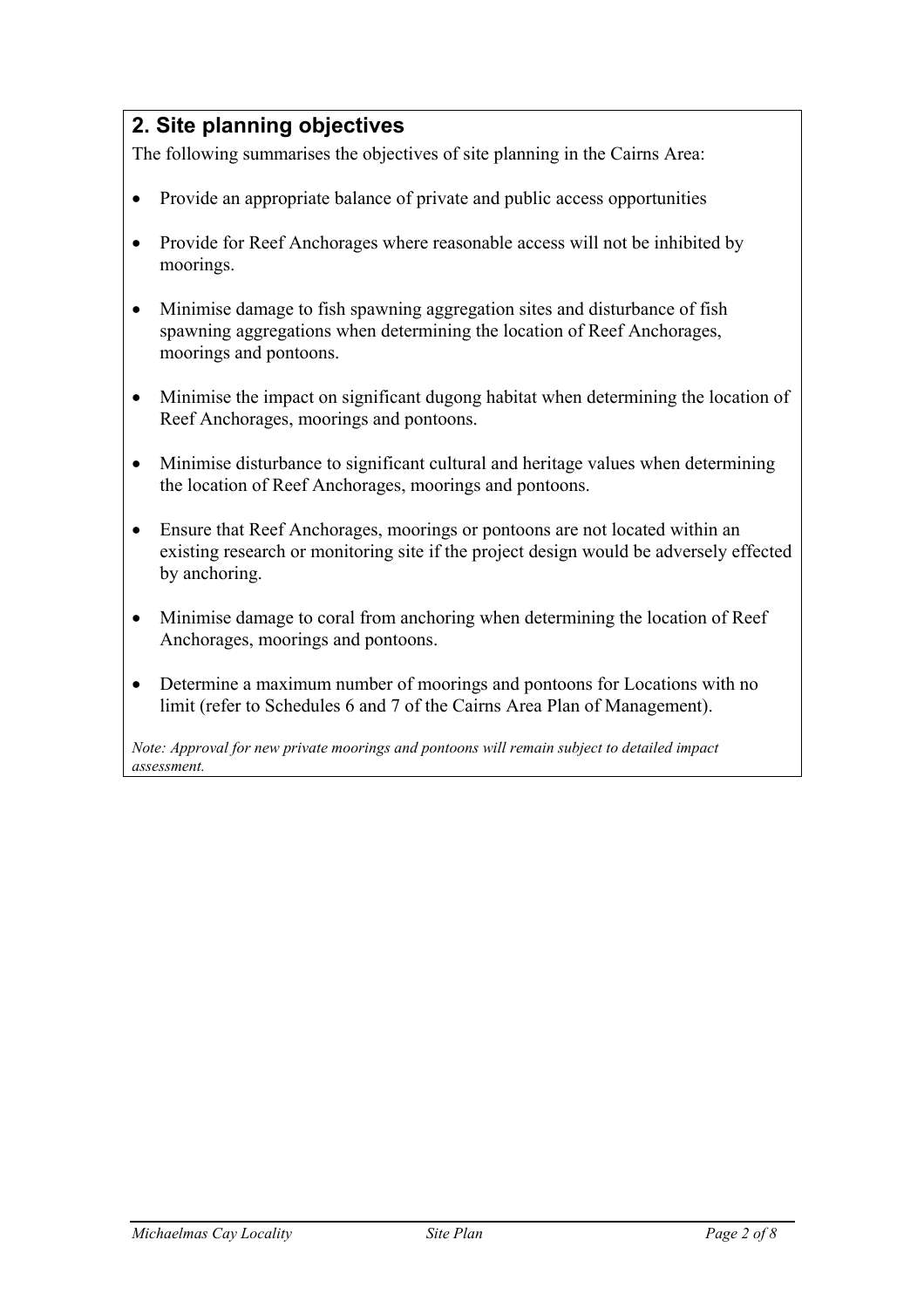## 2. Site planning objectives

The following summarises the objectives of site planning in the Cairns Area:

- Provide an appropriate balance of private and public access opportunities
- Provide for Reef Anchorages where reasonable access will not be inhibited by moorings.
- Minimise damage to fish spawning aggregation sites and disturbance of fish spawning aggregations when determining the location of Reef Anchorages, moorings and pontoons.
- Minimise the impact on significant dugong habitat when determining the location of Reef Anchorages, moorings and pontoons.
- Minimise disturbance to significant cultural and heritage values when determining the location of Reef Anchorages, moorings and pontoons.
- Ensure that Reef Anchorages, moorings or pontoons are not located within an existing research or monitoring site if the project design would be adversely effected by anchoring.
- Minimise damage to coral from anchoring when determining the location of Reef Anchorages, moorings and pontoons.
- Determine a maximum number of moorings and pontoons for Locations with no limit (refer to Schedules 6 and 7 of the Cairns Area Plan of Management).

*Note: Approval for new private moorings and pontoons will remain subject to detailed impact assessment.*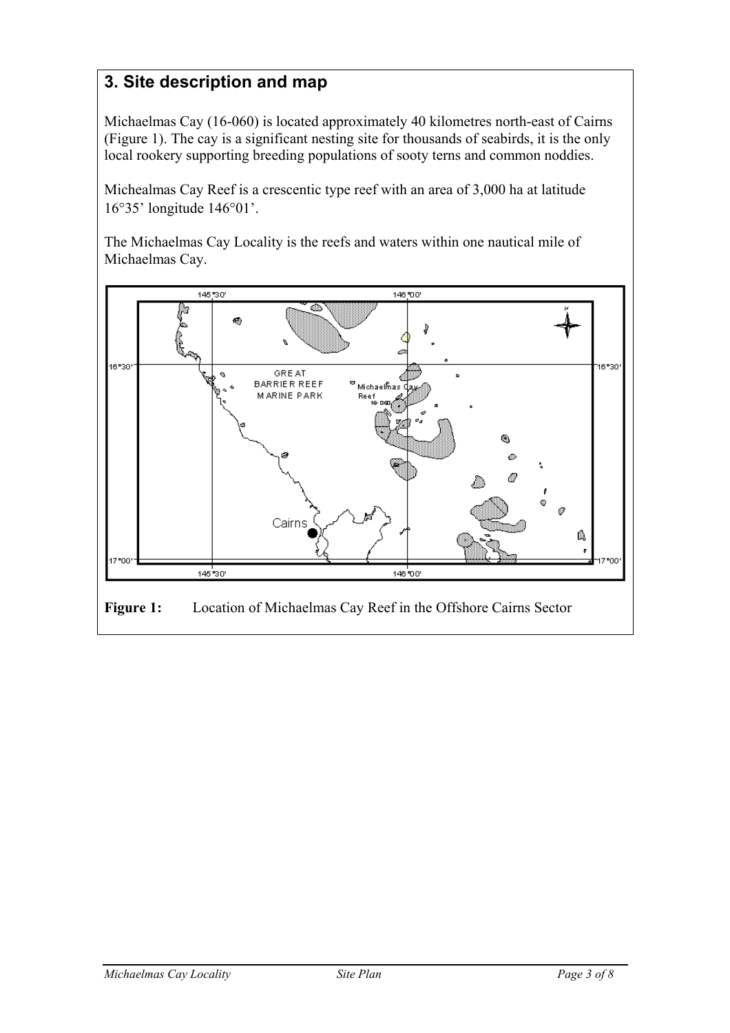## 3. Site description and map

Michaelmas Cay (16-060) is located approximately 40 kilometres north-east of Cairns (Figure 1). The cay is a significant nesting site for thousands of seabirds, it is the only local rookery supporting breeding populations of sooty terns and common noddies.

Michealmas Cay Reef is a crescentic type reef with an area of 3,000 ha at latitude 16°35' longitude 146°01'.

The Michaelmas Cay Locality is the reefs and waters within one nautical mile of Michaelmas Cay.

**Figure 1:** Location of Michaelmas Cay Reef in the Offshore Cairns Sector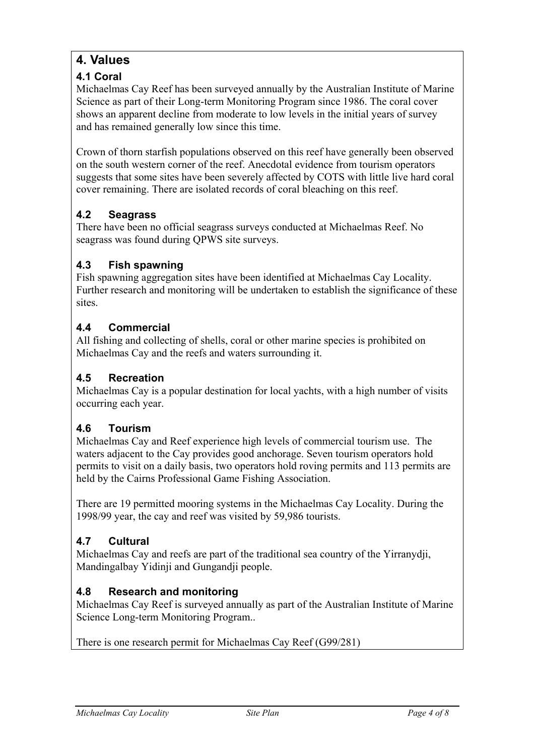# 4. Values

## 4.1 Coral

Michaelmas Cay Reef has been surveyed annually by the Australian Institute of Marine Science as part of their Long-term Monitoring Program since 1986. The coral cover shows an apparent decline from moderate to low levels in the initial years of survey and has remained generally low since this time.

Crown of thorn starfish populations observed on this reef have generally been observed on the south western corner of the reef. Anecdotal evidence from tourism operators suggests that some sites have been severely affected by COTS with little live hard coral cover remaining. There are isolated records of coral bleaching on this reef.

## 4.2 Seagrass

There have been no official seagrass surveys conducted at Michaelmas Reef. No seagrass was found during QPWS site surveys.

## 4.3 Fish spawning

Fish spawning aggregation sites have been identified at Michaelmas Cay Locality. Further research and monitoring will be undertaken to establish the significance of these sites.

## 4.4 Commercial

All fishing and collecting of shells, coral or other marine species is prohibited on Michaelmas Cay and the reefs and waters surrounding it.

## 4.5 Recreation

Michaelmas Cay is a popular destination for local yachts, with a high number of visits occurring each year.

## 4.6 Tourism

Michaelmas Cay and Reef experience high levels of commercial tourism use. The waters adjacent to the Cay provides good anchorage. Seven tourism operators hold permits to visit on a daily basis, two operators hold roving permits and 113 permits are held by the Cairns Professional Game Fishing Association.

There are 19 permitted mooring systems in the Michaelmas Cay Locality. During the 1998/99 year, the cay and reef was visited by 59,986 tourists.

## 4.7 Cultural

Michaelmas Cay and reefs are part of the traditional sea country of the Yirranydji, Mandingalbay Yidinji and Gungandji people.

## 4.8 Research and monitoring

Michaelmas Cay Reef is surveyed annually as part of the Australian Institute of Marine Science Long-term Monitoring Program..

There is one research permit for Michaelmas Cay Reef (G99/281)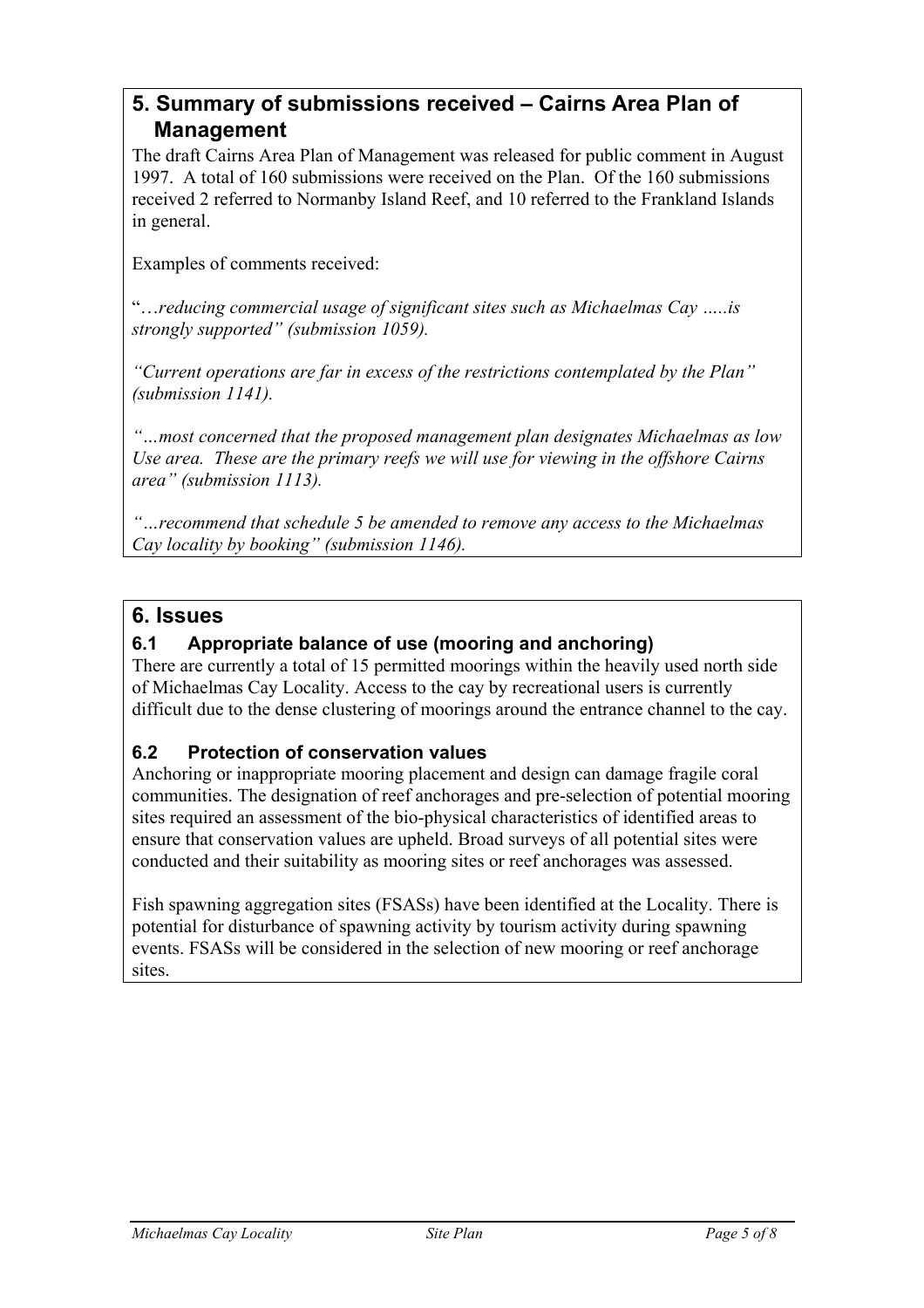## 5. Summary of submissions received – Cairns Area Plan of Management

The draft Cairns Area Plan of Management was released for public comment in August 1997. A total of 160 submissions were received on the Plan. Of the 160 submissions received 2 referred to Normanby Island Reef, and 10 referred to the Frankland Islands in general.

Examples of comments received:

"…*reducing commercial usage of significant sites such as Michaelmas Cay …..is strongly supported" (submission 1059).*

*"Current operations are far in excess of the restrictions contemplated by the Plan" (submission 1141).*

*"…most concerned that the proposed management plan designates Michaelmas as low Use area. These are the primary reefs we will use for viewing in the offshore Cairns area" (submission 1113).*

*"…recommend that schedule 5 be amended to remove any access to the Michaelmas Cay locality by booking" (submission 1146).*

## 6. Issues

### 6.1 Appropriate balance of use (mooring and anchoring)

There are currently a total of 15 permitted moorings within the heavily used north side of Michaelmas Cay Locality. Access to the cay by recreational users is currently difficult due to the dense clustering of moorings around the entrance channel to the cay.

### 6.2 Protection of conservation values

Anchoring or inappropriate mooring placement and design can damage fragile coral communities. The designation of reef anchorages and pre-selection of potential mooring sites required an assessment of the bio-physical characteristics of identified areas to ensure that conservation values are upheld. Broad surveys of all potential sites were conducted and their suitability as mooring sites or reef anchorages was assessed.

Fish spawning aggregation sites (FSASs) have been identified at the Locality. There is potential for disturbance of spawning activity by tourism activity during spawning events. FSASs will be considered in the selection of new mooring or reef anchorage sites.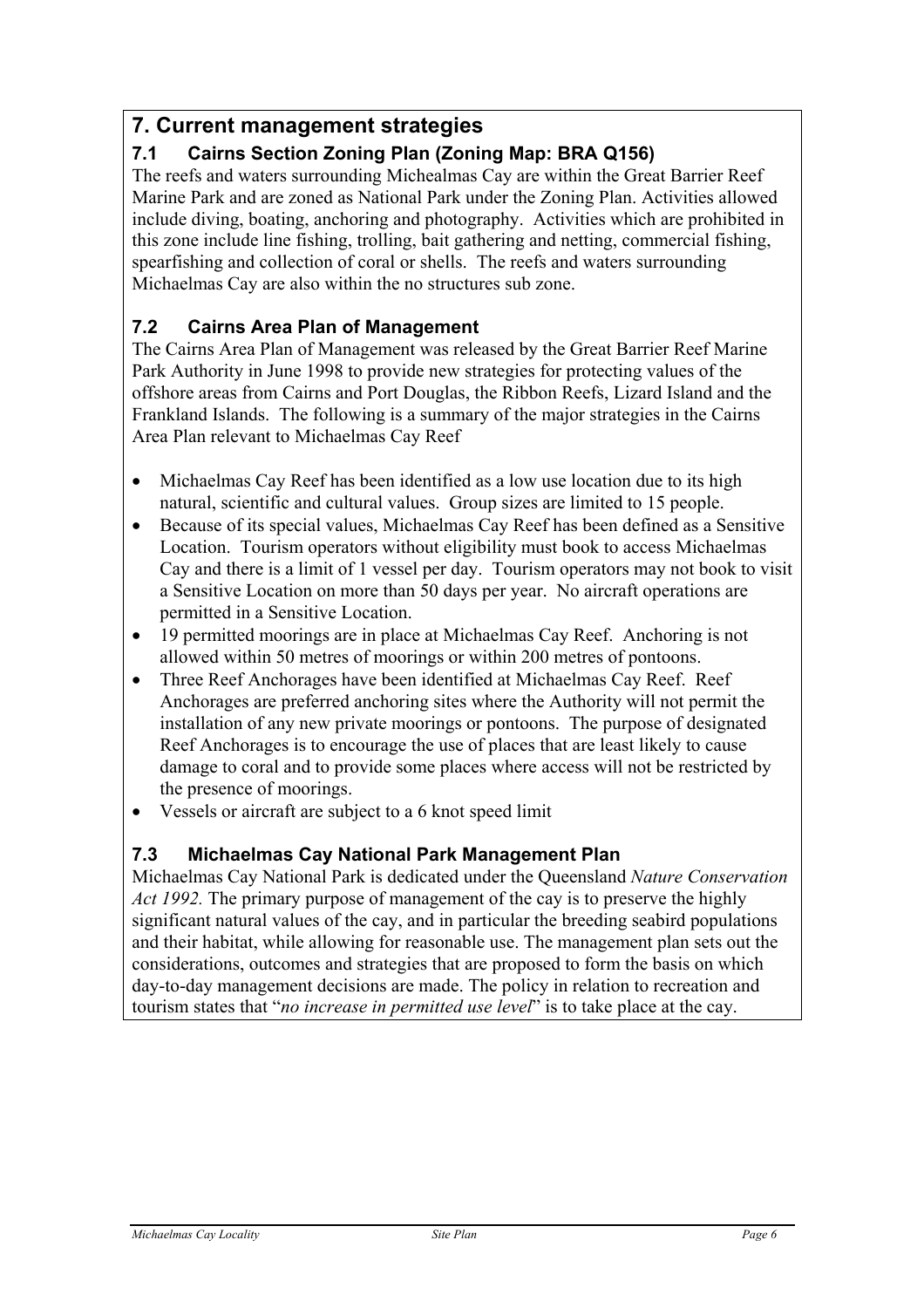# 7. Current management strategies

## 7.1 Cairns Section Zoning Plan (Zoning Map: BRA Q156)

The reefs and waters surrounding Michealmas Cay are within the Great Barrier Reef Marine Park and are zoned as National Park under the Zoning Plan. Activities allowed include diving, boating, anchoring and photography. Activities which are prohibited in this zone include line fishing, trolling, bait gathering and netting, commercial fishing, spearfishing and collection of coral or shells. The reefs and waters surrounding Michaelmas Cay are also within the no structures sub zone.

## 7.2 Cairns Area Plan of Management

The Cairns Area Plan of Management was released by the Great Barrier Reef Marine Park Authority in June 1998 to provide new strategies for protecting values of the offshore areas from Cairns and Port Douglas, the Ribbon Reefs, Lizard Island and the Frankland Islands. The following is a summary of the major strategies in the Cairns Area Plan relevant to Michaelmas Cay Reef

- Michaelmas Cay Reef has been identified as a low use location due to its high natural, scientific and cultural values. Group sizes are limited to 15 people.
- Because of its special values, Michaelmas Cay Reef has been defined as a Sensitive Location. Tourism operators without eligibility must book to access Michaelmas Cay and there is a limit of 1 vessel per day. Tourism operators may not book to visit a Sensitive Location on more than 50 days per year. No aircraft operations are permitted in a Sensitive Location.
- 19 permitted moorings are in place at Michaelmas Cay Reef. Anchoring is not allowed within 50 metres of moorings or within 200 metres of pontoons.
- Three Reef Anchorages have been identified at Michaelmas Cay Reef. Reef Anchorages are preferred anchoring sites where the Authority will not permit the installation of any new private moorings or pontoons. The purpose of designated Reef Anchorages is to encourage the use of places that are least likely to cause damage to coral and to provide some places where access will not be restricted by the presence of moorings.
- Vessels or aircraft are subject to a 6 knot speed limit

## 7.3 Michaelmas Cay National Park Management Plan

Michaelmas Cay National Park is dedicated under the Queensland *Nature Conservation Act 1992.* The primary purpose of management of the cay is to preserve the highly significant natural values of the cay, and in particular the breeding seabird populations and their habitat, while allowing for reasonable use. The management plan sets out the considerations, outcomes and strategies that are proposed to form the basis on which day-to-day management decisions are made. The policy in relation to recreation and tourism states that "*no increase in permitted use level*" is to take place at the cay.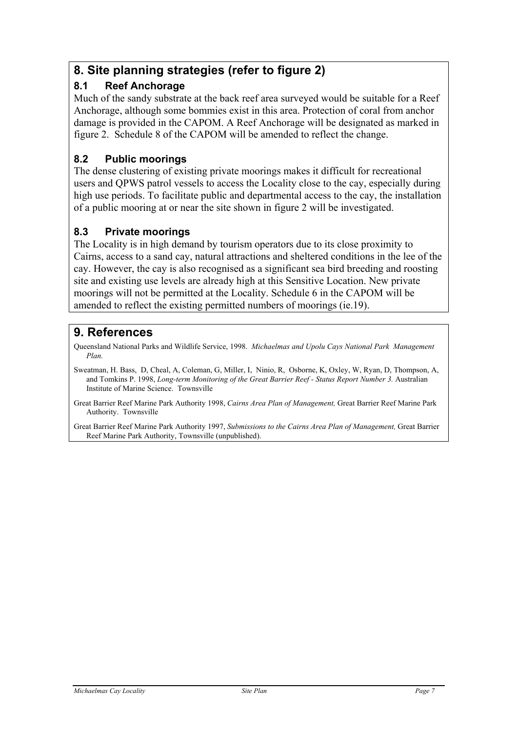## 8. Site planning strategies (refer to figure 2)

### 8.1 Reef Anchorage

Much of the sandy substrate at the back reef area surveyed would be suitable for a Reef Anchorage, although some bommies exist in this area. Protection of coral from anchor damage is provided in the CAPOM. A Reef Anchorage will be designated as marked in figure 2. Schedule 8 of the CAPOM will be amended to reflect the change.

### 8.2 Public moorings

The dense clustering of existing private moorings makes it difficult for recreational users and QPWS patrol vessels to access the Locality close to the cay, especially during high use periods. To facilitate public and departmental access to the cay, the installation of a public mooring at or near the site shown in figure 2 will be investigated.

### 8.3 Private moorings

The Locality is in high demand by tourism operators due to its close proximity to Cairns, access to a sand cay, natural attractions and sheltered conditions in the lee of the cay. However, the cay is also recognised as a significant sea bird breeding and roosting site and existing use levels are already high at this Sensitive Location. New private moorings will not be permitted at the Locality. Schedule 6 in the CAPOM will be amended to reflect the existing permitted numbers of moorings (ie.19).

## 9. References

Queensland National Parks and Wildlife Service, 1998. *Michaelmas and Upolu Cays National Park Management Plan.*

Sweatman, H. Bass, D, Cheal, A, Coleman, G, Miller, I, Ninio, R, Osborne, K, Oxley, W, Ryan, D, Thompson, A, and Tomkins P. 1998, *Long-term Monitoring of the Great Barrier Reef - Status Report Number 3.* Australian Institute of Marine Science. Townsville

Great Barrier Reef Marine Park Authority 1998, *Cairns Area Plan of Management,* Great Barrier Reef Marine Park Authority. Townsville

Great Barrier Reef Marine Park Authority 1997, *Submissions to the Cairns Area Plan of Management,* Great Barrier Reef Marine Park Authority, Townsville (unpublished).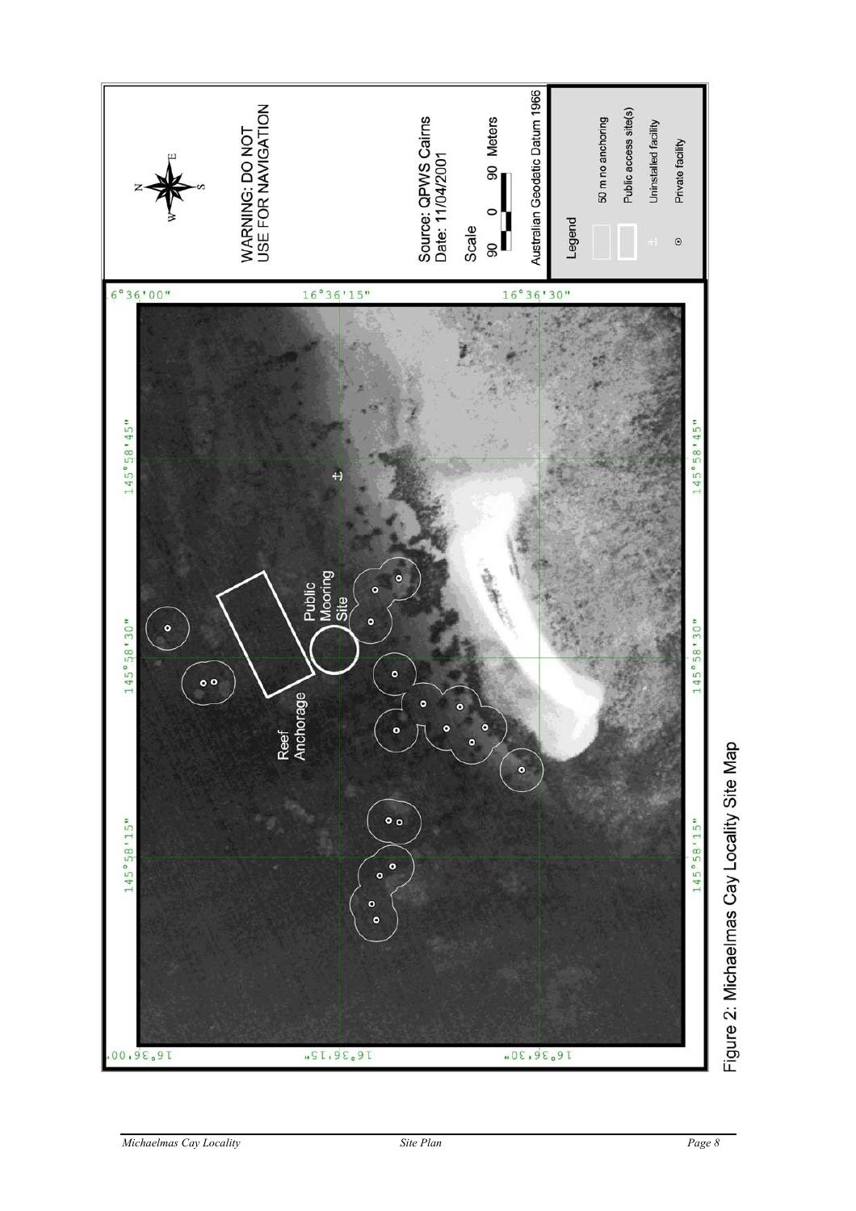WARNING: DO NOT USE FOR NAVIGATION

Source: QPWS Cairns
Date: 11/04/2001

Scale
90 0 90 Meters

Australian Geodetic Datum 1966

Legend
50 m no anchoring
Public access site(s)
Uninstalled facility
Private facility

16°36'00"
16°36'15"
16°36'30"
145°58'45"
145°58'30"
145°58'15"

Public Mooring Site
Reef Anchorage

Figure 2: Michaelmas Cay Locality Site Map